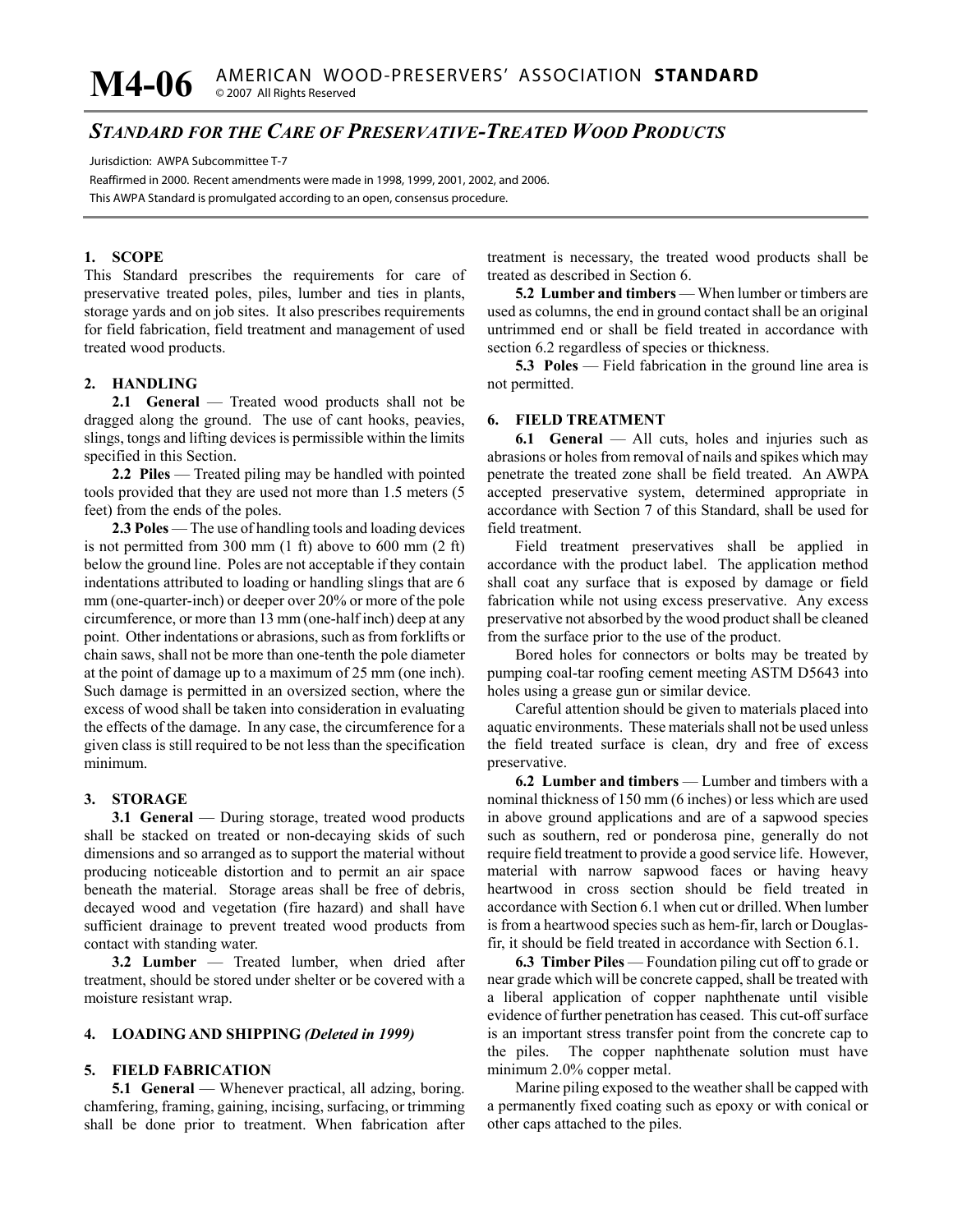# M4-06 AMERICAN WOOD-PRESERVERS' ASSOCIATION **STANDARD**

© 2007 All Rights Reserved

## *STANDARD FOR THE CARE OF PRESERVATIVE-TREATED WOOD PRODUCTS*

Jurisdiction: AWPA Subcommittee T-7

Reaffirmed in 2000. Recent amendments were made in 1998, 1999, 2001, 2002, and 2006.

This AWPA Standard is promulgated according to an open, consensus procedure.

### 1. SCOPE

This Standard prescribes the requirements for care of preservative treated poles, piles, lumber and ties in plants, storage yards and on job sites. It also prescribes requirements for field fabrication, field treatment and management of used treated wood products.

### 2. HANDLING

**2.1 General** — Treated wood products shall not be dragged along the ground. The use of cant hooks, peavies, slings, tongs and lifting devices is permissible within the limits specified in this Section.

**2.2 Piles** — Treated piling may be handled with pointed tools provided that they are used not more than 1.5 meters (5 feet) from the ends of the poles.

**2.3 Poles** — The use of handling tools and loading devices is not permitted from 300 mm (1 ft) above to 600 mm (2 ft) below the ground line. Poles are not acceptable if they contain indentations attributed to loading or handling slings that are 6 mm (one-quarter-inch) or deeper over 20% or more of the pole circumference, or more than 13 mm (one-half inch) deep at any point. Other indentations or abrasions, such as from forklifts or chain saws, shall not be more than one-tenth the pole diameter at the point of damage up to a maximum of 25 mm (one inch). Such damage is permitted in an oversized section, where the excess of wood shall be taken into consideration in evaluating the effects of the damage. In any case, the circumference for a given class is still required to be not less than the specification minimum.

### 3. STORAGE

**3.1 General** — During storage, treated wood products shall be stacked on treated or non-decaying skids of such dimensions and so arranged as to support the material without producing noticeable distortion and to permit an air space beneath the material. Storage areas shall be free of debris, decayed wood and vegetation (fire hazard) and shall have sufficient drainage to prevent treated wood products from contact with standing water.

**3.2 Lumber** — Treated lumber, when dried after treatment, should be stored under shelter or be covered with a moisture resistant wrap.

### 4. LOADING AND SHIPPING *(Deleted in 1999)*

### 5. FIELD FABRICATION

**5.1 General** — Whenever practical, all adzing, boring. chamfering, framing, gaining, incising, surfacing, or trimming shall be done prior to treatment. When fabrication after treatment is necessary, the treated wood products shall be treated as described in Section 6.

**5.2 Lumber and timbers** — When lumber or timbers are used as columns, the end in ground contact shall be an original untrimmed end or shall be field treated in accordance with section 6.2 regardless of species or thickness.

**5.3 Poles** — Field fabrication in the ground line area is not permitted.

### 6. FIELD TREATMENT

**6.1 General** — All cuts, holes and injuries such as abrasions or holes from removal of nails and spikes which may penetrate the treated zone shall be field treated. An AWPA accepted preservative system, determined appropriate in accordance with Section 7 of this Standard, shall be used for field treatment.

Field treatment preservatives shall be applied in accordance with the product label. The application method shall coat any surface that is exposed by damage or field fabrication while not using excess preservative. Any excess preservative not absorbed by the wood product shall be cleaned from the surface prior to the use of the product.

Bored holes for connectors or bolts may be treated by pumping coal-tar roofing cement meeting ASTM D5643 into holes using a grease gun or similar device.

Careful attention should be given to materials placed into aquatic environments. These materials shall not be used unless the field treated surface is clean, dry and free of excess preservative.

**6.2 Lumber and timbers** — Lumber and timbers with a nominal thickness of 150 mm (6 inches) or less which are used in above ground applications and are of a sapwood species such as southern, red or ponderosa pine, generally do not require field treatment to provide a good service life. However, material with narrow sapwood faces or having heavy heartwood in cross section should be field treated in accordance with Section 6.1 when cut or drilled. When lumber is from a heartwood species such as hem-fir, larch or Douglas-fir, it should be field treated in accordance with Section 6.1.

**6.3 Timber Piles** — Foundation piling cut off to grade or near grade which will be concrete capped, shall be treated with a liberal application of copper naphthenate until visible evidence of further penetration has ceased. This cut-off surface is an important stress transfer point from the concrete cap to the piles. The copper naphthenate solution must have minimum 2.0% copper metal.

Marine piling exposed to the weather shall be capped with a permanently fixed coating such as epoxy or with conical or other caps attached to the piles.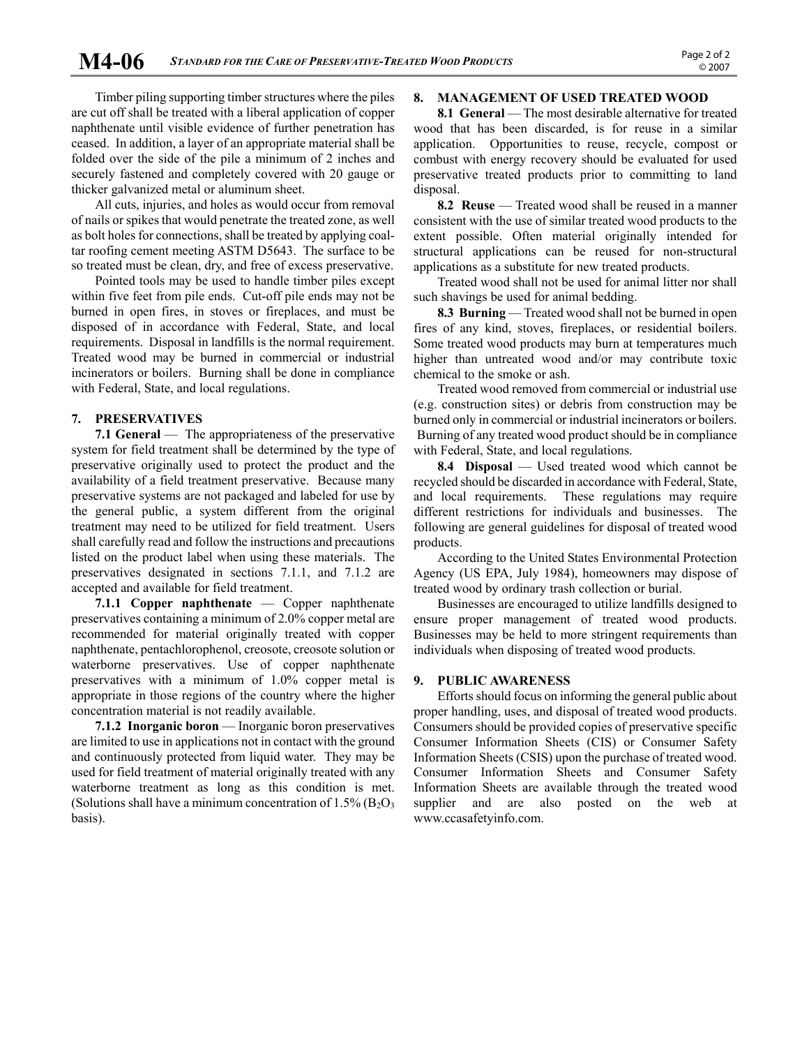Timber piling supporting timber structures where the piles are cut off shall be treated with a liberal application of copper naphthenate until visible evidence of further penetration has ceased. In addition, a layer of an appropriate material shall be folded over the side of the pile a minimum of 2 inches and securely fastened and completely covered with 20 gauge or thicker galvanized metal or aluminum sheet.

All cuts, injuries, and holes as would occur from removal of nails or spikes that would penetrate the treated zone, as well as bolt holes for connections, shall be treated by applying coal-tar roofing cement meeting ASTM D5643. The surface to be so treated must be clean, dry, and free of excess preservative.

Pointed tools may be used to handle timber piles except within five feet from pile ends. Cut-off pile ends may not be burned in open fires, in stoves or fireplaces, and must be disposed of in accordance with Federal, State, and local requirements. Disposal in landfills is the normal requirement. Treated wood may be burned in commercial or industrial incinerators or boilers. Burning shall be done in compliance with Federal, State, and local regulations.

## 7. PRESERVATIVES

**7.1 General** — The appropriateness of the preservative system for field treatment shall be determined by the type of preservative originally used to protect the product and the availability of a field treatment preservative. Because many preservative systems are not packaged and labeled for use by the general public, a system different from the original treatment may need to be utilized for field treatment. Users shall carefully read and follow the instructions and precautions listed on the product label when using these materials. The preservatives designated in sections 7.1.1, and 7.1.2 are accepted and available for field treatment.

**7.1.1 Copper naphthenate** — Copper naphthenate preservatives containing a minimum of 2.0% copper metal are recommended for material originally treated with copper naphthenate, pentachlorophenol, creosote, creosote solution or waterborne preservatives. Use of copper naphthenate preservatives with a minimum of 1.0% copper metal is appropriate in those regions of the country where the higher concentration material is not readily available.

**7.1.2 Inorganic boron** — Inorganic boron preservatives are limited to use in applications not in contact with the ground and continuously protected from liquid water. They may be used for field treatment of material originally treated with any waterborne treatment as long as this condition is met. (Solutions shall have a minimum concentration of 1.5% ($B_2O_3$ basis).

## 8. MANAGEMENT OF USED TREATED WOOD

**8.1 General** — The most desirable alternative for treated wood that has been discarded, is for reuse in a similar application. Opportunities to reuse, recycle, compost or combust with energy recovery should be evaluated for used preservative treated products prior to committing to land disposal.

**8.2 Reuse** — Treated wood shall be reused in a manner consistent with the use of similar treated wood products to the extent possible. Often material originally intended for structural applications can be reused for non-structural applications as a substitute for new treated products.

Treated wood shall not be used for animal litter nor shall such shavings be used for animal bedding.

**8.3 Burning** — Treated wood shall not be burned in open fires of any kind, stoves, fireplaces, or residential boilers. Some treated wood products may burn at temperatures much higher than untreated wood and/or may contribute toxic chemical to the smoke or ash.

Treated wood removed from commercial or industrial use (e.g. construction sites) or debris from construction may be burned only in commercial or industrial incinerators or boilers. Burning of any treated wood product should be in compliance with Federal, State, and local regulations.

**8.4 Disposal** — Used treated wood which cannot be recycled should be discarded in accordance with Federal, State, and local requirements. These regulations may require different restrictions for individuals and businesses. The following are general guidelines for disposal of treated wood products.

According to the United States Environmental Protection Agency (US EPA, July 1984), homeowners may dispose of treated wood by ordinary trash collection or burial.

Businesses are encouraged to utilize landfills designed to ensure proper management of treated wood products. Businesses may be held to more stringent requirements than individuals when disposing of treated wood products.

## 9. PUBLIC AWARENESS

Efforts should focus on informing the general public about proper handling, uses, and disposal of treated wood products. Consumers should be provided copies of preservative specific Consumer Information Sheets (CIS) or Consumer Safety Information Sheets (CSIS) upon the purchase of treated wood. Consumer Information Sheets and Consumer Safety Information Sheets are available through the treated wood supplier and are also posted on the web at www.ccasafetyinfo.com.